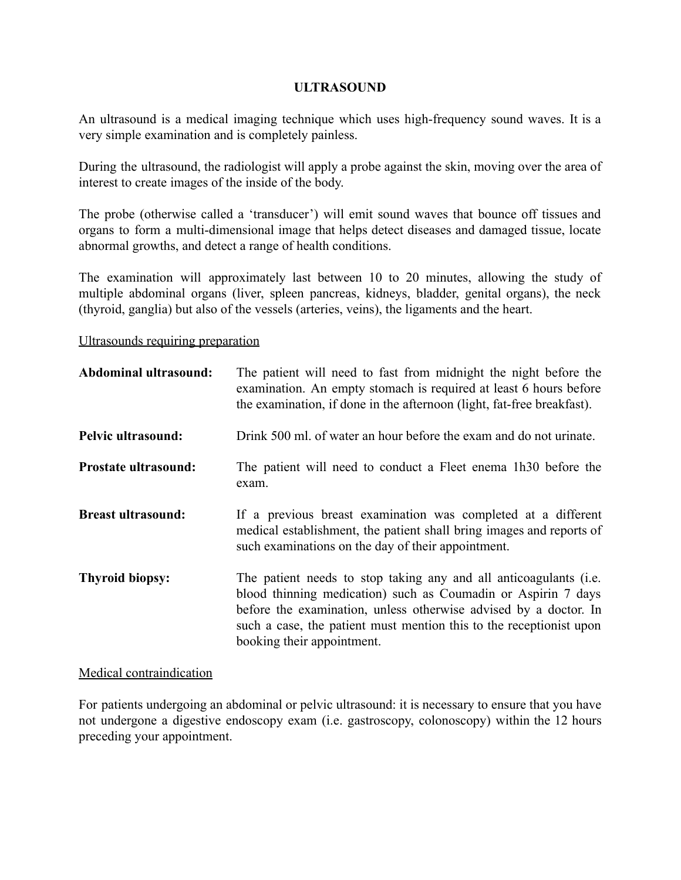# ULTRASOUND

An ultrasound is a medical imaging technique which uses high-frequency sound waves. It is a very simple examination and is completely painless.

During the ultrasound, the radiologist will apply a probe against the skin, moving over the area of interest to create images of the inside of the body.

The probe (otherwise called a 'transducer') will emit sound waves that bounce off tissues and organs to form a multi-dimensional image that helps detect diseases and damaged tissue, locate abnormal growths, and detect a range of health conditions.

The examination will approximately last between 10 to 20 minutes, allowing the study of multiple abdominal organs (liver, spleen pancreas, kidneys, bladder, genital organs), the neck (thyroid, ganglia) but also of the vessels (arteries, veins), the ligaments and the heart.

<u>Ultrasounds requiring preparation</u>

| | |
|---|---|
| **Abdominal ultrasound:** | The patient will need to fast from midnight the night before the examination. An empty stomach is required at least 6 hours before the examination, if done in the afternoon (light, fat-free breakfast). |
| **Pelvic ultrasound:** | Drink 500 ml. of water an hour before the exam and do not urinate. |
| **Prostate ultrasound:** | The patient will need to conduct a Fleet enema 1h30 before the exam. |
| **Breast ultrasound:** | If a previous breast examination was completed at a different medical establishment, the patient shall bring images and reports of such examinations on the day of their appointment. |
| **Thyroid biopsy:** | The patient needs to stop taking any and all anticoagulants (i.e. blood thinning medication) such as Coumadin or Aspirin 7 days before the examination, unless otherwise advised by a doctor. In such a case, the patient must mention this to the receptionist upon booking their appointment. |

<u>Medical contraindication</u>

For patients undergoing an abdominal or pelvic ultrasound: it is necessary to ensure that you have not undergone a digestive endoscopy exam (i.e. gastroscopy, colonoscopy) within the 12 hours preceding your appointment.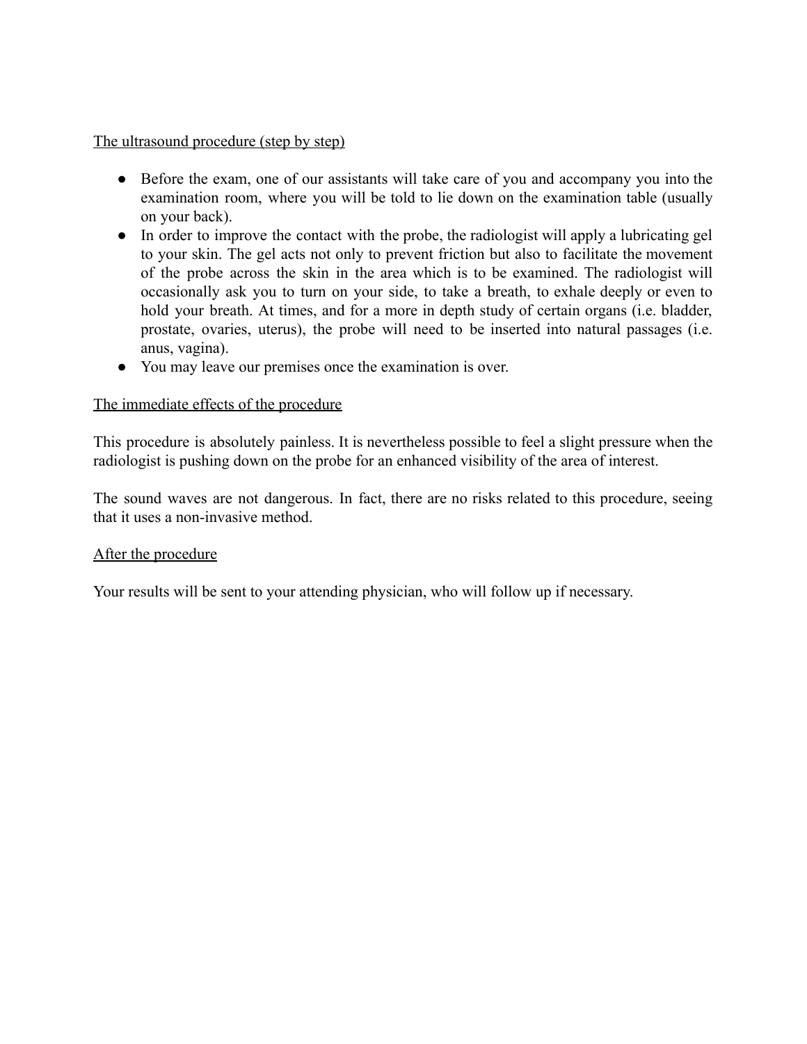The ultrasound procedure (step by step)

- Before the exam, one of our assistants will take care of you and accompany you into the examination room, where you will be told to lie down on the examination table (usually on your back).
- In order to improve the contact with the probe, the radiologist will apply a lubricating gel to your skin. The gel acts not only to prevent friction but also to facilitate the movement of the probe across the skin in the area which is to be examined. The radiologist will occasionally ask you to turn on your side, to take a breath, to exhale deeply or even to hold your breath. At times, and for a more in depth study of certain organs (i.e. bladder, prostate, ovaries, uterus), the probe will need to be inserted into natural passages (i.e. anus, vagina).
- You may leave our premises once the examination is over.

The immediate effects of the procedure

This procedure is absolutely painless. It is nevertheless possible to feel a slight pressure when the radiologist is pushing down on the probe for an enhanced visibility of the area of interest.

The sound waves are not dangerous. In fact, there are no risks related to this procedure, seeing that it uses a non-invasive method.

After the procedure

Your results will be sent to your attending physician, who will follow up if necessary.